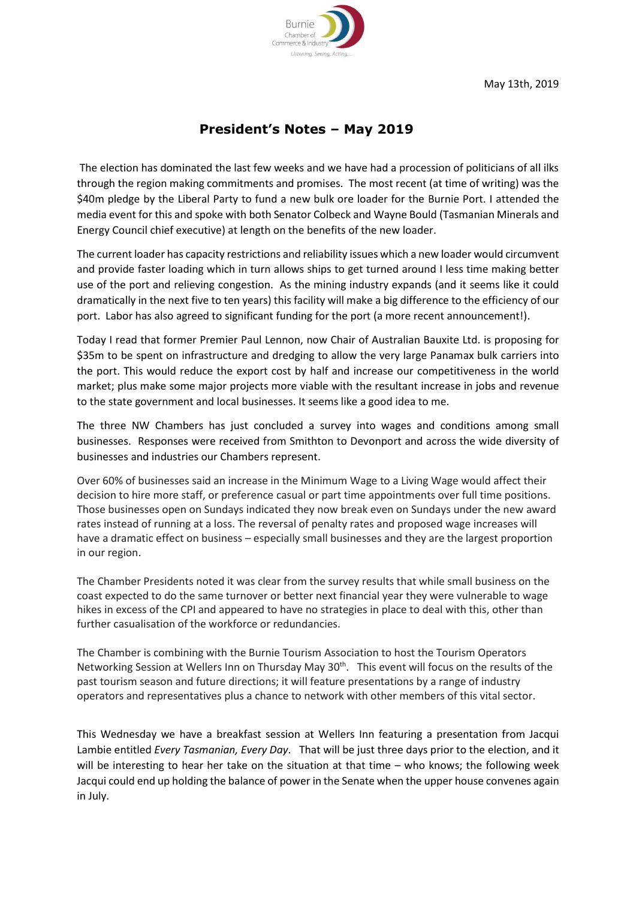May 13th, 2019

# President's Notes – May 2019

The election has dominated the last few weeks and we have had a procession of politicians of all ilks through the region making commitments and promises. The most recent (at time of writing) was the $40m pledge by the Liberal Party to fund a new bulk ore loader for the Burnie Port. I attended the media event for this and spoke with both Senator Colbeck and Wayne Bould (Tasmanian Minerals and Energy Council chief executive) at length on the benefits of the new loader.

The current loader has capacity restrictions and reliability issues which a new loader would circumvent and provide faster loading which in turn allows ships to get turned around I less time making better use of the port and relieving congestion. As the mining industry expands (and it seems like it could dramatically in the next five to ten years) this facility will make a big difference to the efficiency of our port. Labor has also agreed to significant funding for the port (a more recent announcement!).

Today I read that former Premier Paul Lennon, now Chair of Australian Bauxite Ltd. is proposing for $35m to be spent on infrastructure and dredging to allow the very large Panamax bulk carriers into the port. This would reduce the export cost by half and increase our competitiveness in the world market; plus make some major projects more viable with the resultant increase in jobs and revenue to the state government and local businesses. It seems like a good idea to me.

The three NW Chambers has just concluded a survey into wages and conditions among small businesses. Responses were received from Smithton to Devonport and across the wide diversity of businesses and industries our Chambers represent.

Over 60% of businesses said an increase in the Minimum Wage to a Living Wage would affect their decision to hire more staff, or preference casual or part time appointments over full time positions. Those businesses open on Sundays indicated they now break even on Sundays under the new award rates instead of running at a loss. The reversal of penalty rates and proposed wage increases will have a dramatic effect on business – especially small businesses and they are the largest proportion in our region.

The Chamber Presidents noted it was clear from the survey results that while small business on the coast expected to do the same turnover or better next financial year they were vulnerable to wage hikes in excess of the CPI and appeared to have no strategies in place to deal with this, other than further casualisation of the workforce or redundancies.

The Chamber is combining with the Burnie Tourism Association to host the Tourism Operators Networking Session at Wellers Inn on Thursday May 30th. This event will focus on the results of the past tourism season and future directions; it will feature presentations by a range of industry operators and representatives plus a chance to network with other members of this vital sector.

This Wednesday we have a breakfast session at Wellers Inn featuring a presentation from Jacqui Lambie entitled *Every Tasmanian, Every Day*. That will be just three days prior to the election, and it will be interesting to hear her take on the situation at that time – who knows; the following week Jacqui could end up holding the balance of power in the Senate when the upper house convenes again in July.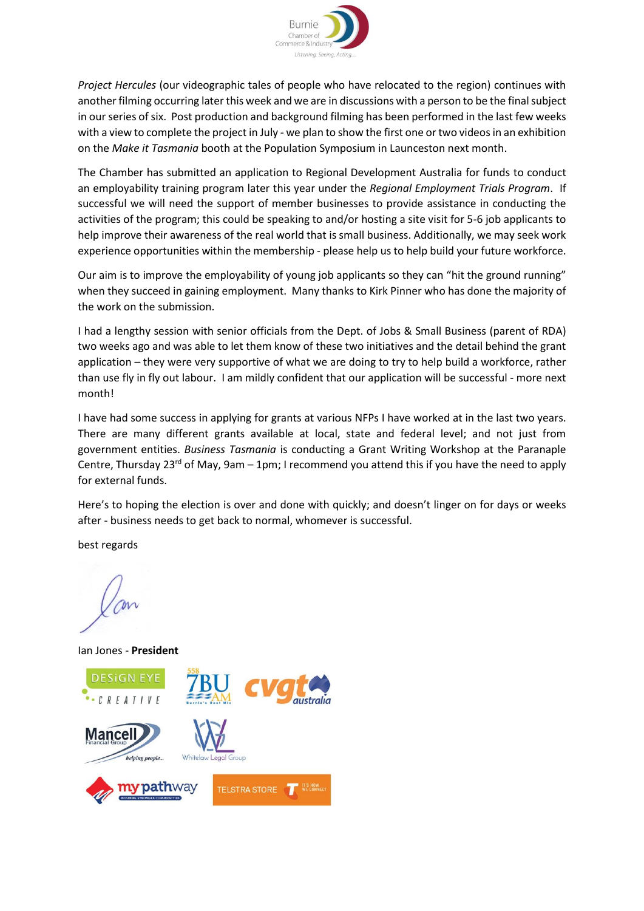*Project Hercules* (our videographic tales of people who have relocated to the region) continues with another filming occurring later this week and we are in discussions with a person to be the final subject in our series of six. Post production and background filming has been performed in the last few weeks with a view to complete the project in July - we plan to show the first one or two videos in an exhibition on the *Make it Tasmania* booth at the Population Symposium in Launceston next month.

The Chamber has submitted an application to Regional Development Australia for funds to conduct an employability training program later this year under the *Regional Employment Trials Program*. If successful we will need the support of member businesses to provide assistance in conducting the activities of the program; this could be speaking to and/or hosting a site visit for 5-6 job applicants to help improve their awareness of the real world that is small business. Additionally, we may seek work experience opportunities within the membership - please help us to help build your future workforce.

Our aim is to improve the employability of young job applicants so they can "hit the ground running" when they succeed in gaining employment. Many thanks to Kirk Pinner who has done the majority of the work on the submission.

I had a lengthy session with senior officials from the Dept. of Jobs & Small Business (parent of RDA) two weeks ago and was able to let them know of these two initiatives and the detail behind the grant application – they were very supportive of what we are doing to try to help build a workforce, rather than use fly in fly out labour. I am mildly confident that our application will be successful - more next month!

I have had some success in applying for grants at various NFPs I have worked at in the last two years. There are many different grants available at local, state and federal level; and not just from government entities. *Business Tasmania* is conducting a Grant Writing Workshop at the Paranaple Centre, Thursday 23rd of May, 9am – 1pm; I recommend you attend this if you have the need to apply for external funds.

Here's to hoping the election is over and done with quickly; and doesn't linger on for days or weeks after - business needs to get back to normal, whomever is successful.

best regards

Ian Jones - **President**